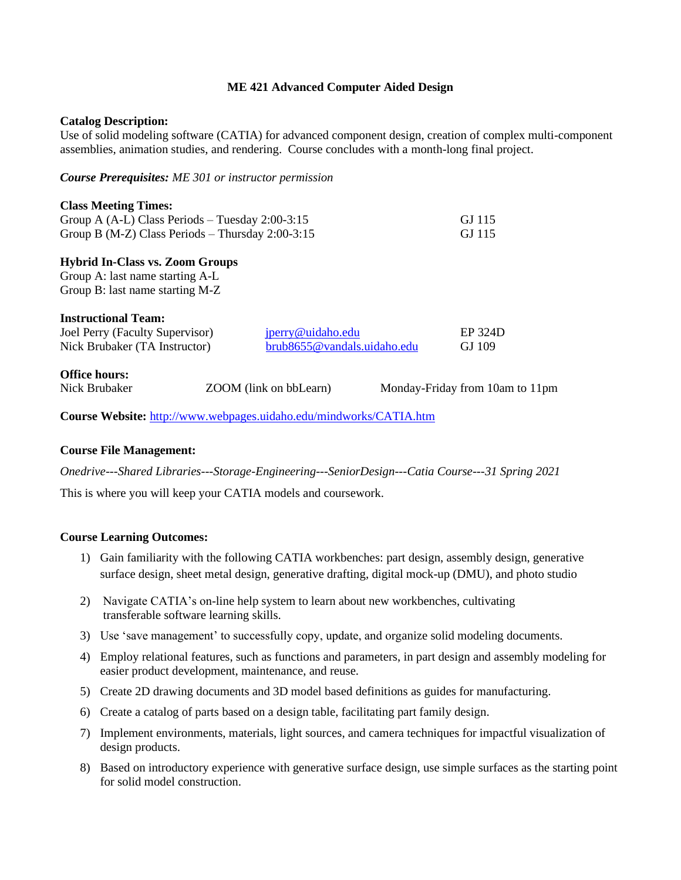# ME 421 Advanced Computer Aided Design

**Catalog Description:**
Use of solid modeling software (CATIA) for advanced component design, creation of complex multi-component assemblies, animation studies, and rendering. Course concludes with a month-long final project.

***Course Prerequisites:*** *ME 301 or instructor permission*

**Class Meeting Times:**

| | |
|---|---|
| Group A (A-L) Class Periods – Tuesday 2:00-3:15 | GJ 115 |
| Group B (M-Z) Class Periods – Thursday 2:00-3:15 | GJ 115 |

**Hybrid In-Class vs. Zoom Groups**
Group A: last name starting A-L
Group B: last name starting M-Z

**Instructional Team:**

| | | |
|---|---|---|
| Joel Perry (Faculty Supervisor) | jperry@uidaho.edu | EP 324D |
| Nick Brubaker (TA Instructor) | brub8655@vandals.uidaho.edu | GJ 109 |

**Office hours:**

| | | |
|---|---|---|
| Nick Brubaker | ZOOM (link on bbLearn) | Monday-Friday from 10am to 11pm |

**Course Website:** http://www.webpages.uidaho.edu/mindworks/CATIA.htm

**Course File Management:**

*Onedrive---Shared Libraries---Storage-Engineering---SeniorDesign---Catia Course---31 Spring 2021*

This is where you will keep your CATIA models and coursework.

**Course Learning Outcomes:**

1) Gain familiarity with the following CATIA workbenches: part design, assembly design, generative surface design, sheet metal design, generative drafting, digital mock-up (DMU), and photo studio
2) Navigate CATIA's on-line help system to learn about new workbenches, cultivating transferable software learning skills.
3) Use 'save management' to successfully copy, update, and organize solid modeling documents.
4) Employ relational features, such as functions and parameters, in part design and assembly modeling for easier product development, maintenance, and reuse.
5) Create 2D drawing documents and 3D model based definitions as guides for manufacturing.
6) Create a catalog of parts based on a design table, facilitating part family design.
7) Implement environments, materials, light sources, and camera techniques for impactful visualization of design products.
8) Based on introductory experience with generative surface design, use simple surfaces as the starting point for solid model construction.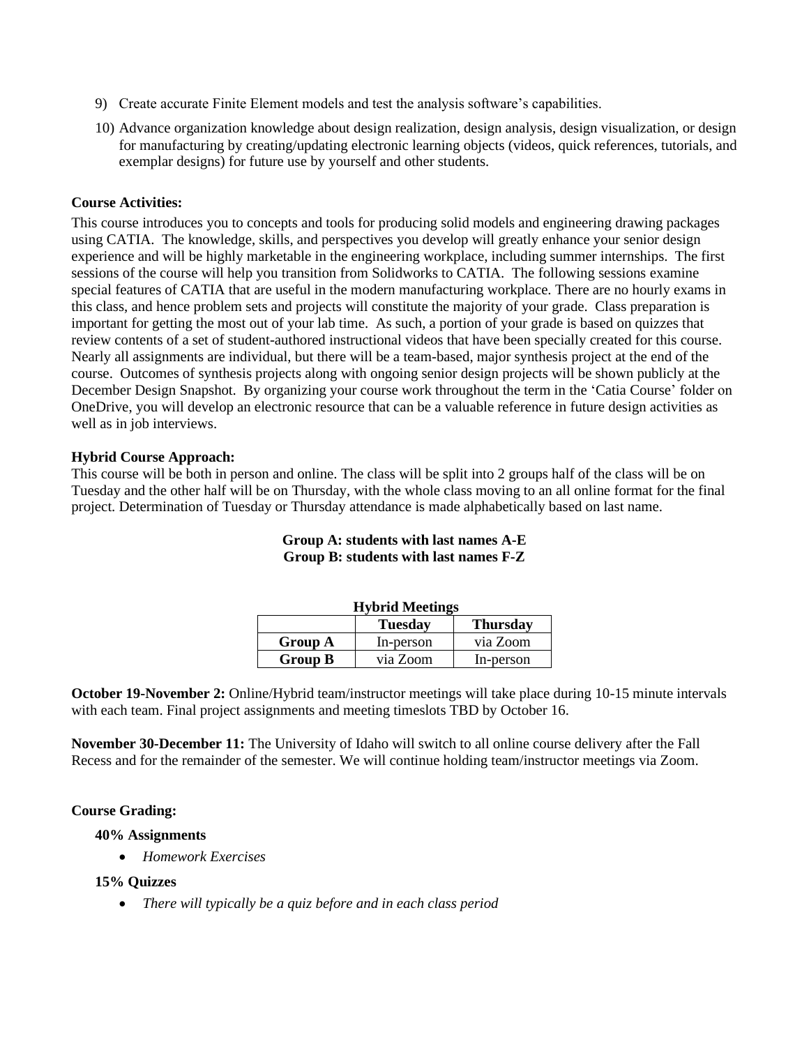9) Create accurate Finite Element models and test the analysis software's capabilities.
10) Advance organization knowledge about design realization, design analysis, design visualization, or design for manufacturing by creating/updating electronic learning objects (videos, quick references, tutorials, and exemplar designs) for future use by yourself and other students.

**Course Activities:**

This course introduces you to concepts and tools for producing solid models and engineering drawing packages using CATIA. The knowledge, skills, and perspectives you develop will greatly enhance your senior design experience and will be highly marketable in the engineering workplace, including summer internships. The first sessions of the course will help you transition from Solidworks to CATIA. The following sessions examine special features of CATIA that are useful in the modern manufacturing workplace. There are no hourly exams in this class, and hence problem sets and projects will constitute the majority of your grade. Class preparation is important for getting the most out of your lab time. As such, a portion of your grade is based on quizzes that review contents of a set of student-authored instructional videos that have been specially created for this course. Nearly all assignments are individual, but there will be a team-based, major synthesis project at the end of the course. Outcomes of synthesis projects along with ongoing senior design projects will be shown publicly at the December Design Snapshot. By organizing your course work throughout the term in the 'Catia Course' folder on OneDrive, you will develop an electronic resource that can be a valuable reference in future design activities as well as in job interviews.

**Hybrid Course Approach:**

This course will be both in person and online. The class will be split into 2 groups half of the class will be on Tuesday and the other half will be on Thursday, with the whole class moving to an all online format for the final project. Determination of Tuesday or Thursday attendance is made alphabetically based on last name.

**Group A: students with last names A-E**
**Group B: students with last names F-Z**

**Hybrid Meetings**

| | Tuesday | Thursday |
|---|---|---|
| **Group A** | In-person | via Zoom |
| **Group B** | via Zoom | In-person |

**October 19-November 2:** Online/Hybrid team/instructor meetings will take place during 10-15 minute intervals with each team. Final project assignments and meeting timeslots TBD by October 16.

**November 30-December 11:** The University of Idaho will switch to all online course delivery after the Fall Recess and for the remainder of the semester. We will continue holding team/instructor meetings via Zoom.

**Course Grading:**

**40% Assignments**

- *Homework Exercises*

**15% Quizzes**

- *There will typically be a quiz before and in each class period*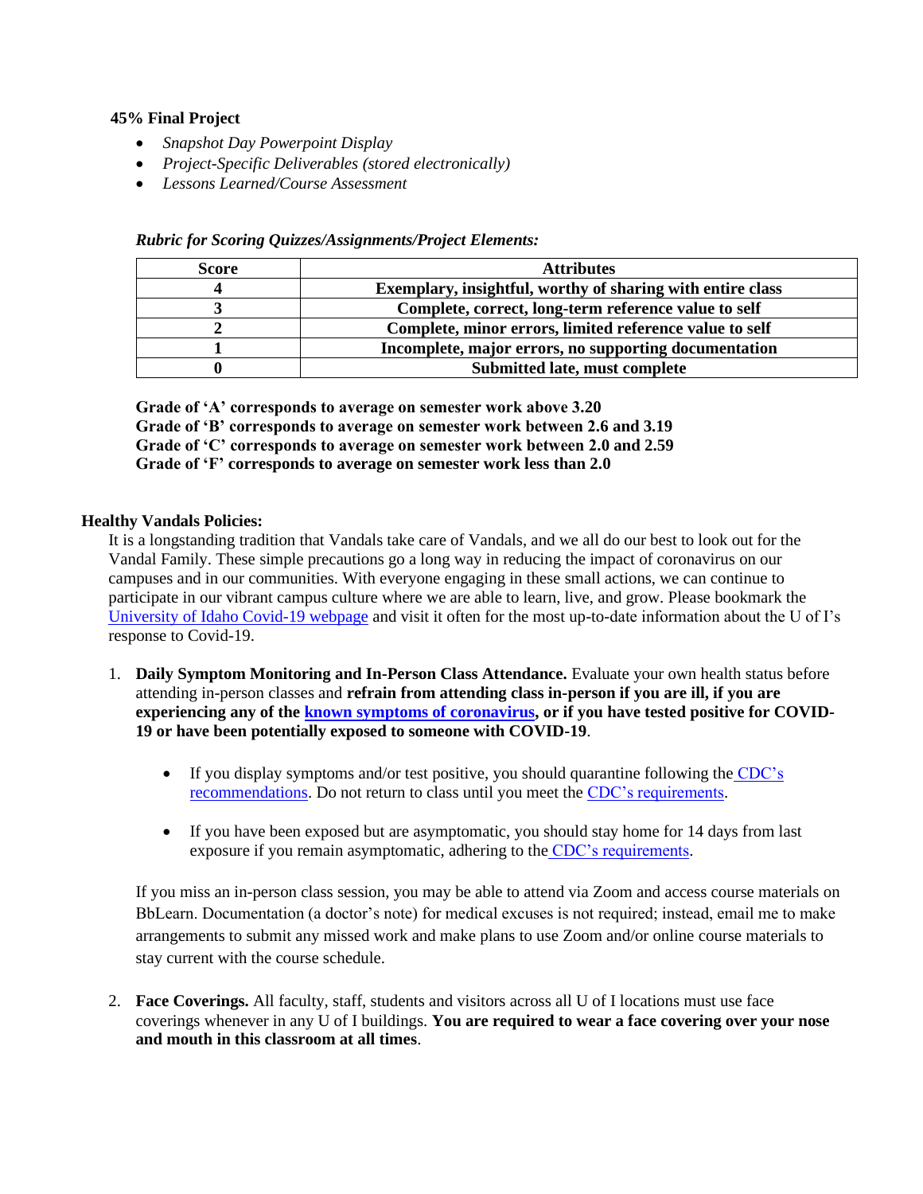**45% Final Project**

- *Snapshot Day Powerpoint Display*
- *Project-Specific Deliverables (stored electronically)*
- *Lessons Learned/Course Assessment*

***Rubric for Scoring Quizzes/Assignments/Project Elements:***

| Score | Attributes |
|---|---|
| **4** | **Exemplary, insightful, worthy of sharing with entire class** |
| **3** | **Complete, correct, long-term reference value to self** |
| **2** | **Complete, minor errors, limited reference value to self** |
| **1** | **Incomplete, major errors, no supporting documentation** |
| **0** | **Submitted late, must complete** |

**Grade of 'A' corresponds to average on semester work above 3.20**
**Grade of 'B' corresponds to average on semester work between 2.6 and 3.19**
**Grade of 'C' corresponds to average on semester work between 2.0 and 2.59**
**Grade of 'F' corresponds to average on semester work less than 2.0**

**Healthy Vandals Policies:**

It is a longstanding tradition that Vandals take care of Vandals, and we all do our best to look out for the Vandal Family. These simple precautions go a long way in reducing the impact of coronavirus on our campuses and in our communities. With everyone engaging in these small actions, we can continue to participate in our vibrant campus culture where we are able to learn, live, and grow. Please bookmark the University of Idaho Covid-19 webpage and visit it often for the most up-to-date information about the U of I's response to Covid-19.

1. **Daily Symptom Monitoring and In-Person Class Attendance.** Evaluate your own health status before attending in-person classes and **refrain from attending class in-person if you are ill, if you are experiencing any of the known symptoms of coronavirus, or if you have tested positive for COVID-19 or have been potentially exposed to someone with COVID-19**.

   - If you display symptoms and/or test positive, you should quarantine following the CDC's recommendations. Do not return to class until you meet the CDC's requirements.

   - If you have been exposed but are asymptomatic, you should stay home for 14 days from last exposure if you remain asymptomatic, adhering to the CDC's requirements.

   If you miss an in-person class session, you may be able to attend via Zoom and access course materials on BbLearn. Documentation (a doctor's note) for medical excuses is not required; instead, email me to make arrangements to submit any missed work and make plans to use Zoom and/or online course materials to stay current with the course schedule.

2. **Face Coverings.** All faculty, staff, students and visitors across all U of I locations must use face coverings whenever in any U of I buildings. **You are required to wear a face covering over your nose and mouth in this classroom at all times**.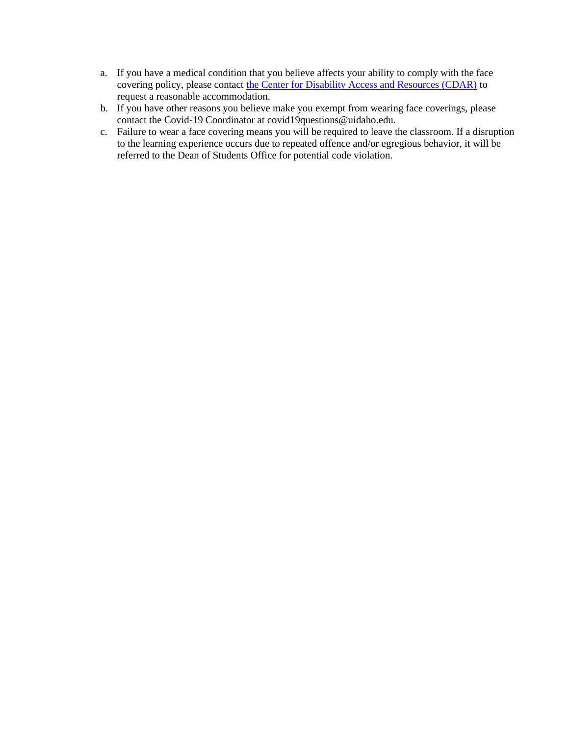a. If you have a medical condition that you believe affects your ability to comply with the face covering policy, please contact the Center for Disability Access and Resources (CDAR) to request a reasonable accommodation.
b. If you have other reasons you believe make you exempt from wearing face coverings, please contact the Covid-19 Coordinator at covid19questions@uidaho.edu.
c. Failure to wear a face covering means you will be required to leave the classroom. If a disruption to the learning experience occurs due to repeated offence and/or egregious behavior, it will be referred to the Dean of Students Office for potential code violation.